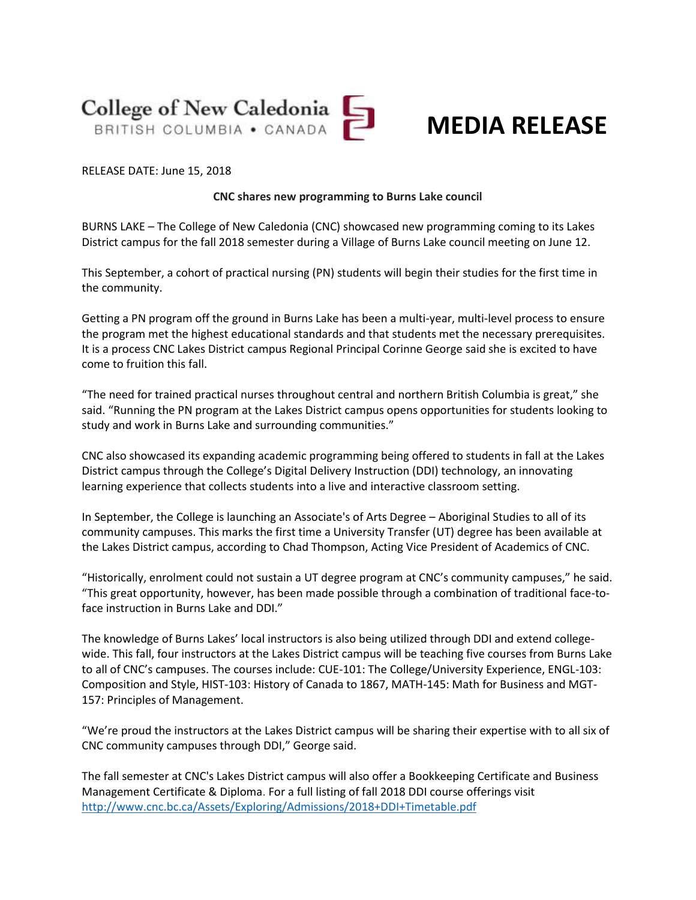College of New Caledonia
BRITISH COLUMBIA • CANADA

# MEDIA RELEASE

RELEASE DATE: June 15, 2018

**CNC shares new programming to Burns Lake council**

BURNS LAKE – The College of New Caledonia (CNC) showcased new programming coming to its Lakes District campus for the fall 2018 semester during a Village of Burns Lake council meeting on June 12.

This September, a cohort of practical nursing (PN) students will begin their studies for the first time in the community.

Getting a PN program off the ground in Burns Lake has been a multi-year, multi-level process to ensure the program met the highest educational standards and that students met the necessary prerequisites. It is a process CNC Lakes District campus Regional Principal Corinne George said she is excited to have come to fruition this fall.

"The need for trained practical nurses throughout central and northern British Columbia is great," she said. "Running the PN program at the Lakes District campus opens opportunities for students looking to study and work in Burns Lake and surrounding communities."

CNC also showcased its expanding academic programming being offered to students in fall at the Lakes District campus through the College's Digital Delivery Instruction (DDI) technology, an innovating learning experience that collects students into a live and interactive classroom setting.

In September, the College is launching an Associate's of Arts Degree – Aboriginal Studies to all of its community campuses. This marks the first time a University Transfer (UT) degree has been available at the Lakes District campus, according to Chad Thompson, Acting Vice President of Academics of CNC.

"Historically, enrolment could not sustain a UT degree program at CNC's community campuses," he said. "This great opportunity, however, has been made possible through a combination of traditional face-to-face instruction in Burns Lake and DDI."

The knowledge of Burns Lakes' local instructors is also being utilized through DDI and extend college-wide. This fall, four instructors at the Lakes District campus will be teaching five courses from Burns Lake to all of CNC's campuses. The courses include: CUE-101: The College/University Experience, ENGL-103: Composition and Style, HIST-103: History of Canada to 1867, MATH-145: Math for Business and MGT-157: Principles of Management.

"We're proud the instructors at the Lakes District campus will be sharing their expertise with to all six of CNC community campuses through DDI," George said.

The fall semester at CNC's Lakes District campus will also offer a Bookkeeping Certificate and Business Management Certificate & Diploma. For a full listing of fall 2018 DDI course offerings visit http://www.cnc.bc.ca/Assets/Exploring/Admissions/2018+DDI+Timetable.pdf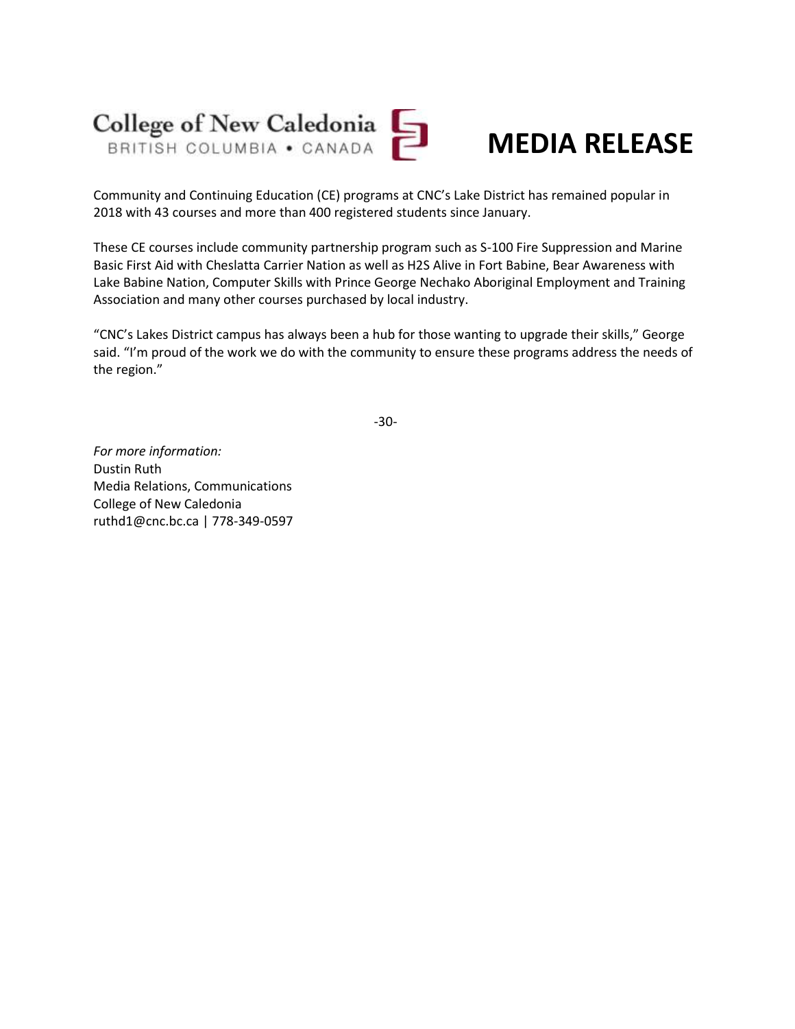College of New Caledonia
BRITISH COLUMBIA • CANADA

# MEDIA RELEASE

Community and Continuing Education (CE) programs at CNC's Lake District has remained popular in 2018 with 43 courses and more than 400 registered students since January.

These CE courses include community partnership program such as S-100 Fire Suppression and Marine Basic First Aid with Cheslatta Carrier Nation as well as H2S Alive in Fort Babine, Bear Awareness with Lake Babine Nation, Computer Skills with Prince George Nechako Aboriginal Employment and Training Association and many other courses purchased by local industry.

"CNC's Lakes District campus has always been a hub for those wanting to upgrade their skills," George said. "I'm proud of the work we do with the community to ensure these programs address the needs of the region."

-30-

*For more information:*
Dustin Ruth
Media Relations, Communications
College of New Caledonia
ruthd1@cnc.bc.ca | 778-349-0597